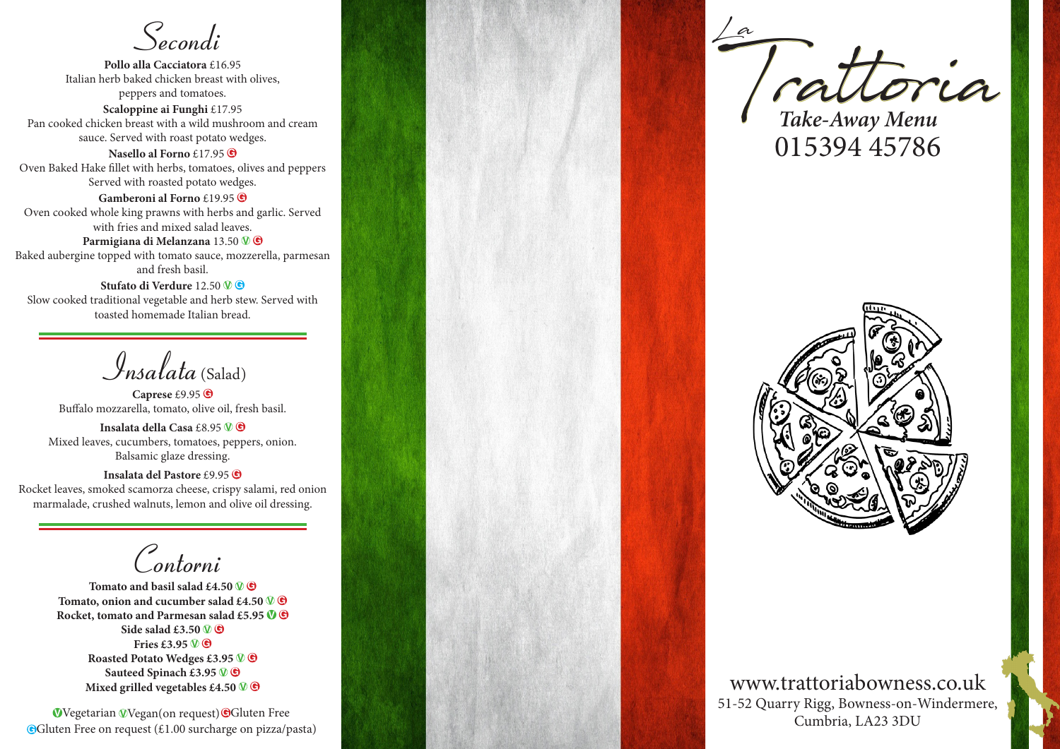# Secondi

**Pollo alla Cacciatora** £16.95
Italian herb baked chicken breast with olives, peppers and tomatoes.

**Scaloppine ai Funghi** £17.95
Pan cooked chicken breast with a wild mushroom and cream sauce. Served with roast potato wedges.

**Nasello al Forno** £17.95 G
Oven Baked Hake fillet with herbs, tomatoes, olives and peppers Served with roasted potato wedges.

**Gamberoni al Forno** £19.95 G
Oven cooked whole king prawns with herbs and garlic. Served with fries and mixed salad leaves.

**Parmigiana di Melanzana** 13.50 V G
Baked aubergine topped with tomato sauce, mozzerella, parmesan and fresh basil.

**Stufato di Verdure** 12.50 V G
Slow cooked traditional vegetable and herb stew. Served with toasted homemade Italian bread.

# Insalata (Salad)

**Caprese** £9.95 G
Buffalo mozzarella, tomato, olive oil, fresh basil.

**Insalata della Casa** £8.95 V G
Mixed leaves, cucumbers, tomatoes, peppers, onion. Balsamic glaze dressing.

**Insalata del Pastore** £9.95 G
Rocket leaves, smoked scamorza cheese, crispy salami, red onion marmalade, crushed walnuts, lemon and olive oil dressing.

# Contorni

**Tomato and basil salad £4.50** V G
**Tomato, onion and cucumber salad £4.50** V G
**Rocket, tomato and Parmesan salad £5.95** V G
**Side salad £3.50** V G
**Fries £3.95** V G
**Roasted Potato Wedges £3.95** V G
**Sauteed Spinach £3.95** V G
**Mixed grilled vegetables £4.50** V G

V Vegetarian V Vegan(on request) G Gluten Free
G Gluten Free on request (£1.00 surcharge on pizza/pasta)

# La Trattoria

***Take-Away Menu***

015394 45786

www.trattoriabowness.co.uk
51-52 Quarry Rigg, Bowness-on-Windermere, Cumbria, LA23 3DU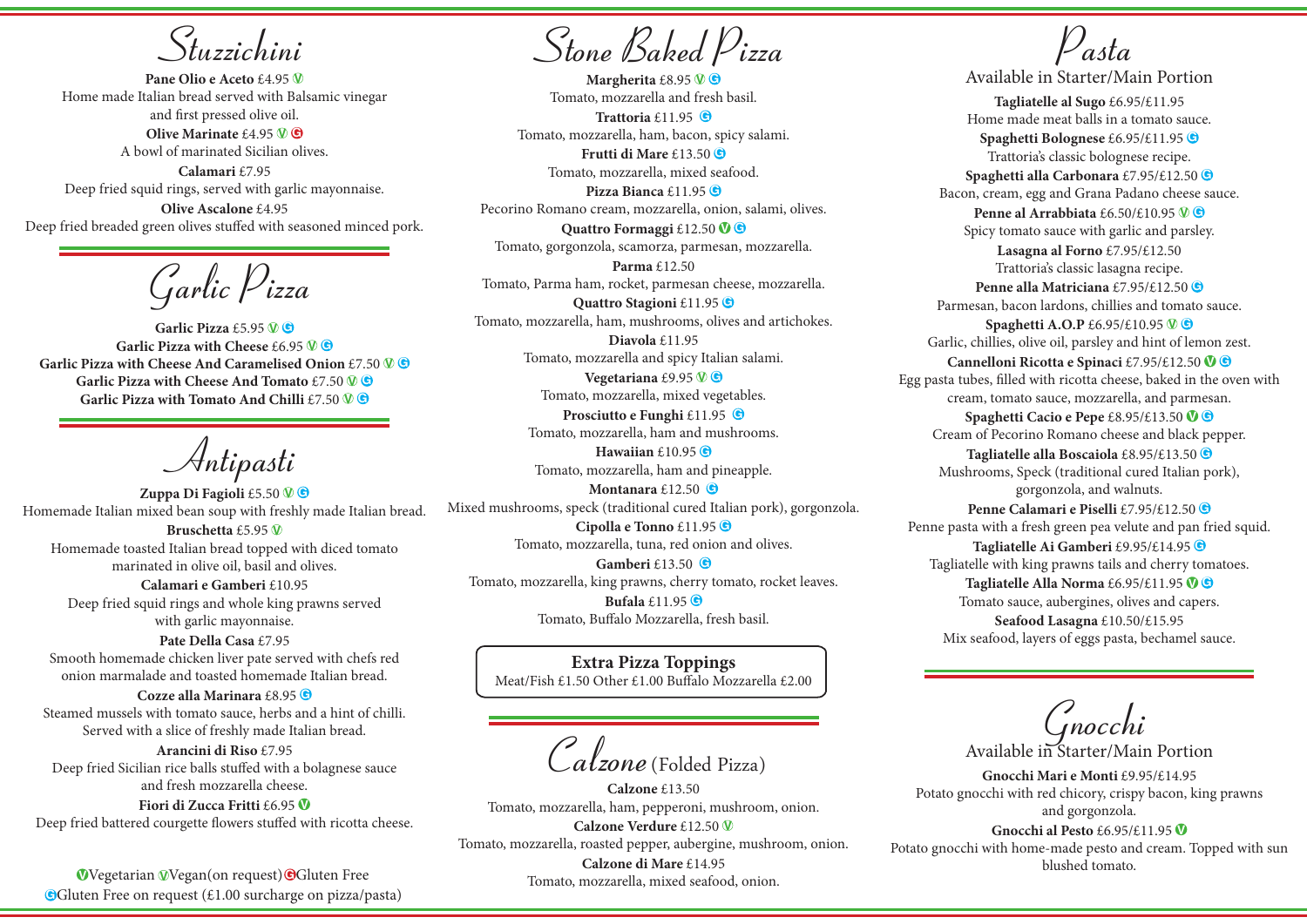# Stuzzichini

**Pane Olio e Aceto** £4.95 V
Home made Italian bread served with Balsamic vinegar and first pressed olive oil.

**Olive Marinate** £4.95 V G
A bowl of marinated Sicilian olives.

**Calamari** £7.95
Deep fried squid rings, served with garlic mayonnaise.

**Olive Ascalone** £4.95
Deep fried breaded green olives stuffed with seasoned minced pork.

# Garlic Pizza

**Garlic Pizza** £5.95 V G
**Garlic Pizza with Cheese** £6.95 V G
**Garlic Pizza with Cheese And Caramelised Onion** £7.50 V G
**Garlic Pizza with Cheese And Tomato** £7.50 V G
**Garlic Pizza with Tomato And Chilli** £7.50 V G

# Antipasti

**Zuppa Di Fagioli** £5.50 V G
Homemade Italian mixed bean soup with freshly made Italian bread.

**Bruschetta** £5.95 V
Homemade toasted Italian bread topped with diced tomato marinated in olive oil, basil and olives.

**Calamari e Gamberi** £10.95
Deep fried squid rings and whole king prawns served with garlic mayonnaise.

**Pate Della Casa** £7.95
Smooth homemade chicken liver pate served with chefs red onion marmalade and toasted homemade Italian bread.

**Cozze alla Marinara** £8.95 G
Steamed mussels with tomato sauce, herbs and a hint of chilli. Served with a slice of freshly made Italian bread.

**Arancini di Riso** £7.95
Deep fried Sicilian rice balls stuffed with a bolagnese sauce and fresh mozzarella cheese.

**Fiori di Zucca Fritti** £6.95 V
Deep fried battered courgette flowers stuffed with ricotta cheese.

V Vegetarian V Vegan(on request) G Gluten Free
G Gluten Free on request (£1.00 surcharge on pizza/pasta)

# Stone Baked Pizza

**Margherita** £8.95 V G
Tomato, mozzarella and fresh basil.

**Trattoria** £11.95 G
Tomato, mozzarella, ham, bacon, spicy salami.

**Frutti di Mare** £13.50 G
Tomato, mozzarella, mixed seafood.

**Pizza Bianca** £11.95 G
Pecorino Romano cream, mozzarella, onion, salami, olives.

**Quattro Formaggi** £12.50 V G
Tomato, gorgonzola, scamorza, parmesan, mozzarella.

**Parma** £12.50
Tomato, Parma ham, rocket, parmesan cheese, mozzarella.

**Quattro Stagioni** £11.95 G
Tomato, mozzarella, ham, mushrooms, olives and artichokes.

**Diavola** £11.95
Tomato, mozzarella and spicy Italian salami.

**Vegetariana** £9.95 V G
Tomato, mozzarella, mixed vegetables.

**Prosciutto e Funghi** £11.95 G
Tomato, mozzarella, ham and mushrooms.

**Hawaiian** £10.95 G
Tomato, mozzarella, ham and pineapple.

**Montanara** £12.50 G
Mixed mushrooms, speck (traditional cured Italian pork), gorgonzola.

**Cipolla e Tonno** £11.95 G
Tomato, mozzarella, tuna, red onion and olives.

**Gamberi** £13.50 G
Tomato, mozzarella, king prawns, cherry tomato, rocket leaves.

**Bufala** £11.95 G
Tomato, Buffalo Mozzarella, fresh basil.

**Extra Pizza Toppings**
Meat/Fish £1.50 Other £1.00 Buffalo Mozzarella £2.00

# Calzone (Folded Pizza)

**Calzone** £13.50
Tomato, mozzarella, ham, pepperoni, mushroom, onion.

**Calzone Verdure** £12.50 V
Tomato, mozzarella, roasted pepper, aubergine, mushroom, onion.

**Calzone di Mare** £14.95
Tomato, mozzarella, mixed seafood, onion.

# Pasta

Available in Starter/Main Portion

**Tagliatelle al Sugo** £6.95/£11.95
Home made meat balls in a tomato sauce.

**Spaghetti Bolognese** £6.95/£11.95 G
Trattoria's classic bolognese recipe.

**Spaghetti alla Carbonara** £7.95/£12.50 G
Bacon, cream, egg and Grana Padano cheese sauce.

**Penne al Arrabbiata** £6.50/£10.95 V G
Spicy tomato sauce with garlic and parsley.

**Lasagna al Forno** £7.95/£12.50
Trattoria's classic lasagna recipe.

**Penne alla Matriciana** £7.95/£12.50 G
Parmesan, bacon lardons, chillies and tomato sauce.

**Spaghetti A.O.P** £6.95/£10.95 V G
Garlic, chillies, olive oil, parsley and hint of lemon zest.

**Cannelloni Ricotta e Spinaci** £7.95/£12.50 V G
Egg pasta tubes, filled with ricotta cheese, baked in the oven with cream, tomato sauce, mozzarella, and parmesan.

**Spaghetti Cacio e Pepe** £8.95/£13.50 V G
Cream of Pecorino Romano cheese and black pepper.

**Tagliatelle alla Boscaiola** £8.95/£13.50 G
Mushrooms, Speck (traditional cured Italian pork), gorgonzola, and walnuts.

**Penne Calamari e Piselli** £7.95/£12.50 G
Penne pasta with a fresh green pea velute and pan fried squid.

**Tagliatelle Ai Gamberi** £9.95/£14.95 G
Tagliatelle with king prawns tails and cherry tomatoes.

**Tagliatelle Alla Norma** £6.95/£11.95 V G
Tomato sauce, aubergines, olives and capers.

**Seafood Lasagna** £10.50/£15.95
Mix seafood, layers of eggs pasta, bechamel sauce.

# Gnocchi

Available in Starter/Main Portion

**Gnocchi Mari e Monti** £9.95/£14.95
Potato gnocchi with red chicory, crispy bacon, king prawns and gorgonzola.

**Gnocchi al Pesto** £6.95/£11.95 V
Potato gnocchi with home-made pesto and cream. Topped with sun blushed tomato.